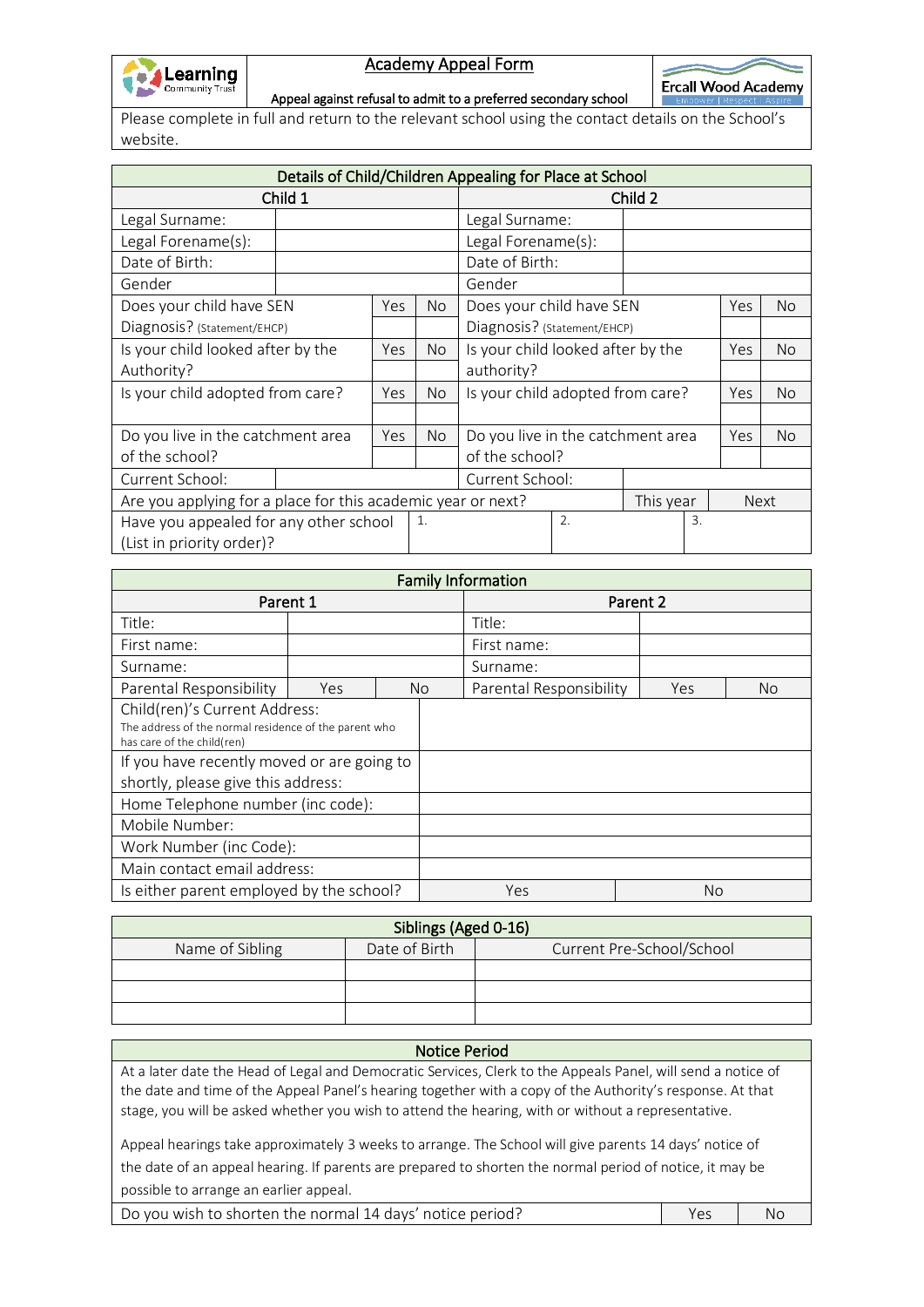# Academy Appeal Form

Learning Community Trust

Ercall Wood Academy

Empower | Respect | Aspire

Appeal against refusal to admit to a preferred secondary school

Please complete in full and return to the relevant school using the contact details on the School's website.

| Details of Child/Children Appealing for Place at School | | | | | | | |
|---|---|---|---|---|---|---|---|
| **Child 1** | | | | **Child 2** | | | |
| Legal Surname: | | | | Legal Surname: | | | |
| Legal Forename(s): | | | | Legal Forename(s): | | | |
| Date of Birth: | | | | Date of Birth: | | | |
| Gender | | | | Gender | | | |
| Does your child have SEN Diagnosis? (Statement/EHCP) | | Yes | No | Does your child have SEN Diagnosis? (Statement/EHCP) | | Yes | No |
| Is your child looked after by the Authority? | | Yes | No | Is your child looked after by the authority? | | Yes | No |
| Is your child adopted from care? | | Yes | No | Is your child adopted from care? | | Yes | No |
| Do you live in the catchment area of the school? | | Yes | No | Do you live in the catchment area of the school? | | Yes | No |
| Current School: | | | | Current School: | | | |
| Are you applying for a place for this academic year or next? | | | | | This year | | Next |
| Have you appealed for any other school (List in priority order)? | | 1. | | 2. | | 3. | |

| Family Information | | | | | |
|---|---|---|---|---|---|
| **Parent 1** | | | **Parent 2** | | |
| Title: | | | Title: | | |
| First name: | | | First name: | | |
| Surname: | | | Surname: | | |
| Parental Responsibility | Yes | No | Parental Responsibility | Yes | No |
| Child(ren)'s Current Address: The address of the normal residence of the parent who has care of the child(ren) | | | | | |
| If you have recently moved or are going to shortly, please give this address: | | | | | |
| Home Telephone number (inc code): | | | | | |
| Mobile Number: | | | | | |
| Work Number (inc Code): | | | | | |
| Main contact email address: | | | | | |
| Is either parent employed by the school? | | | Yes | | No |

| Siblings (Aged 0-16) | | |
|---|---|---|
| Name of Sibling | Date of Birth | Current Pre-School/School |
| | | |
| | | |
| | | |

## Notice Period

At a later date the Head of Legal and Democratic Services, Clerk to the Appeals Panel, will send a notice of the date and time of the Appeal Panel's hearing together with a copy of the Authority's response. At that stage, you will be asked whether you wish to attend the hearing, with or without a representative.

Appeal hearings take approximately 3 weeks to arrange. The School will give parents 14 days' notice of the date of an appeal hearing. If parents are prepared to shorten the normal period of notice, it may be possible to arrange an earlier appeal.

| Do you wish to shorten the normal 14 days' notice period? | Yes | No |
|---|---|---|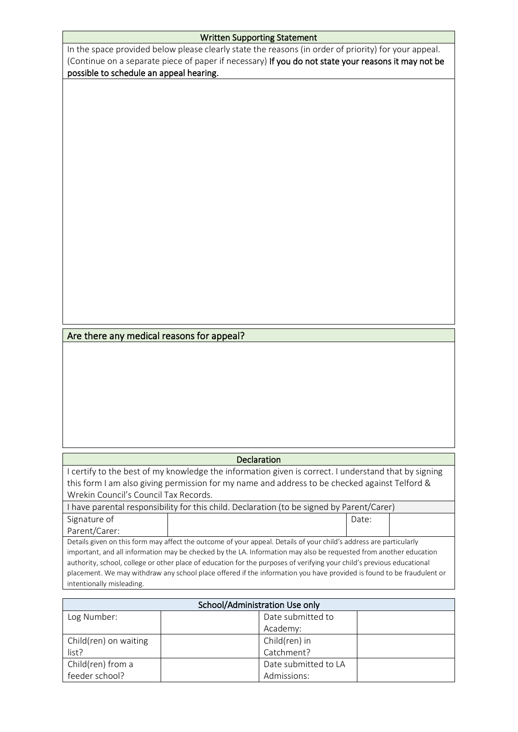## Written Supporting Statement

In the space provided below please clearly state the reasons (in order of priority) for your appeal. (Continue on a separate piece of paper if necessary) **If you do not state your reasons it may not be possible to schedule an appeal hearing.**

## Are there any medical reasons for appeal?

## Declaration

I certify to the best of my knowledge the information given is correct. I understand that by signing this form I am also giving permission for my name and address to be checked against Telford & Wrekin Council's Council Tax Records.

I have parental responsibility for this child. Declaration (to be signed by Parent/Carer)

| | | | |
|---|---|---|---|
| Signature of Parent/Carer: | | Date: | |

Details given on this form may affect the outcome of your appeal. Details of your child's address are particularly important, and all information may be checked by the LA. Information may also be requested from another education authority, school, college or other place of education for the purposes of verifying your child's previous educational placement. We may withdraw any school place offered if the information you have provided is found to be fraudulent or intentionally misleading.

## School/Administration Use only

| | | | |
|---|---|---|---|
| Log Number: | | Date submitted to Academy: | |
| Child(ren) on waiting list? | | Child(ren) in Catchment? | |
| Child(ren) from a feeder school? | | Date submitted to LA Admissions: | |